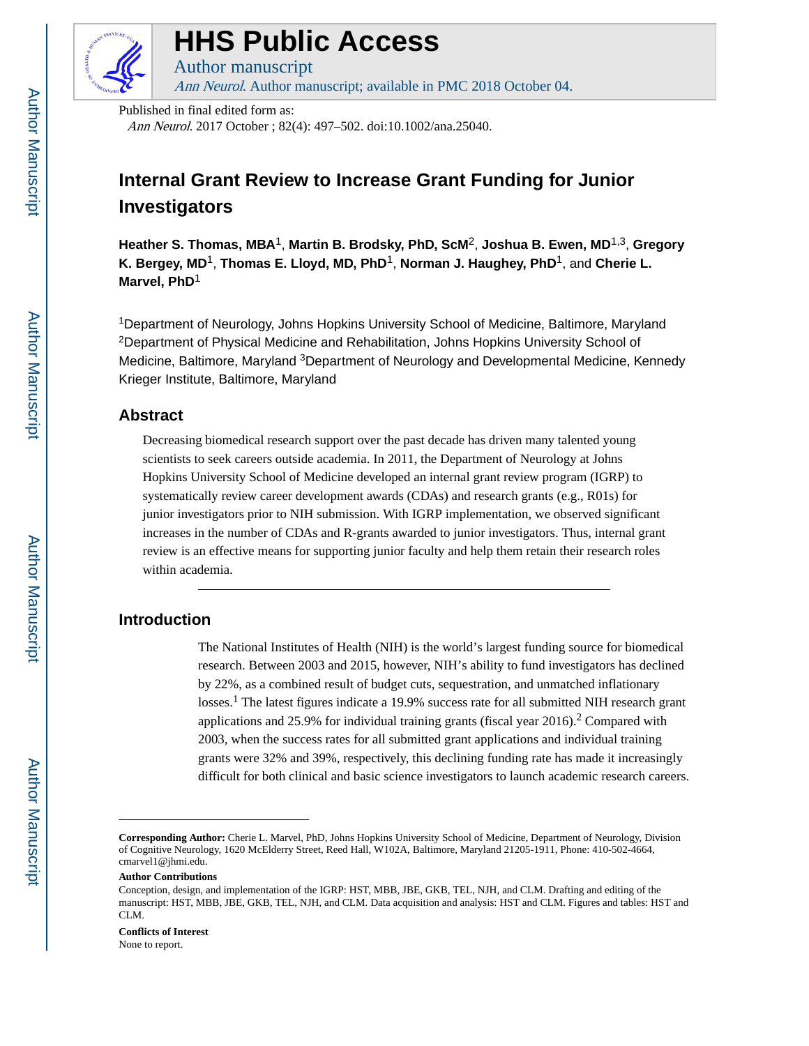# HHS Public Access

Author manuscript

*Ann Neurol*. Author manuscript; available in PMC 2018 October 04.

Published in final edited form as:

*Ann Neurol*. 2017 October ; 82(4): 497–502. doi:10.1002/ana.25040.

## Internal Grant Review to Increase Grant Funding for Junior Investigators

**Heather S. Thomas, MBA**[1], **Martin B. Brodsky, PhD, ScM**[2], **Joshua B. Ewen, MD**[1,3], **Gregory K. Bergey, MD**[1], **Thomas E. Lloyd, MD, PhD**[1], **Norman J. Haughey, PhD**[1], and **Cherie L. Marvel, PhD**[1]

[1]Department of Neurology, Johns Hopkins University School of Medicine, Baltimore, Maryland [2]Department of Physical Medicine and Rehabilitation, Johns Hopkins University School of Medicine, Baltimore, Maryland [3]Department of Neurology and Developmental Medicine, Kennedy Krieger Institute, Baltimore, Maryland

### Abstract

Decreasing biomedical research support over the past decade has driven many talented young scientists to seek careers outside academia. In 2011, the Department of Neurology at Johns Hopkins University School of Medicine developed an internal grant review program (IGRP) to systematically review career development awards (CDAs) and research grants (e.g., R01s) for junior investigators prior to NIH submission. With IGRP implementation, we observed significant increases in the number of CDAs and R-grants awarded to junior investigators. Thus, internal grant review is an effective means for supporting junior faculty and help them retain their research roles within academia.

### Introduction

The National Institutes of Health (NIH) is the world's largest funding source for biomedical research. Between 2003 and 2015, however, NIH's ability to fund investigators has declined by 22%, as a combined result of budget cuts, sequestration, and unmatched inflationary losses.[1] The latest figures indicate a 19.9% success rate for all submitted NIH research grant applications and 25.9% for individual training grants (fiscal year 2016).[2] Compared with 2003, when the success rates for all submitted grant applications and individual training grants were 32% and 39%, respectively, this declining funding rate has made it increasingly difficult for both clinical and basic science investigators to launch academic research careers.

**Corresponding Author:** Cherie L. Marvel, PhD, Johns Hopkins University School of Medicine, Department of Neurology, Division of Cognitive Neurology, 1620 McElderry Street, Reed Hall, W102A, Baltimore, Maryland 21205-1911, Phone: 410-502-4664, cmarvel1@jhmi.edu.

**Author Contributions**

Conception, design, and implementation of the IGRP: HST, MBB, JBE, GKB, TEL, NJH, and CLM. Drafting and editing of the manuscript: HST, MBB, JBE, GKB, TEL, NJH, and CLM. Data acquisition and analysis: HST and CLM. Figures and tables: HST and CLM.

**Conflicts of Interest**

None to report.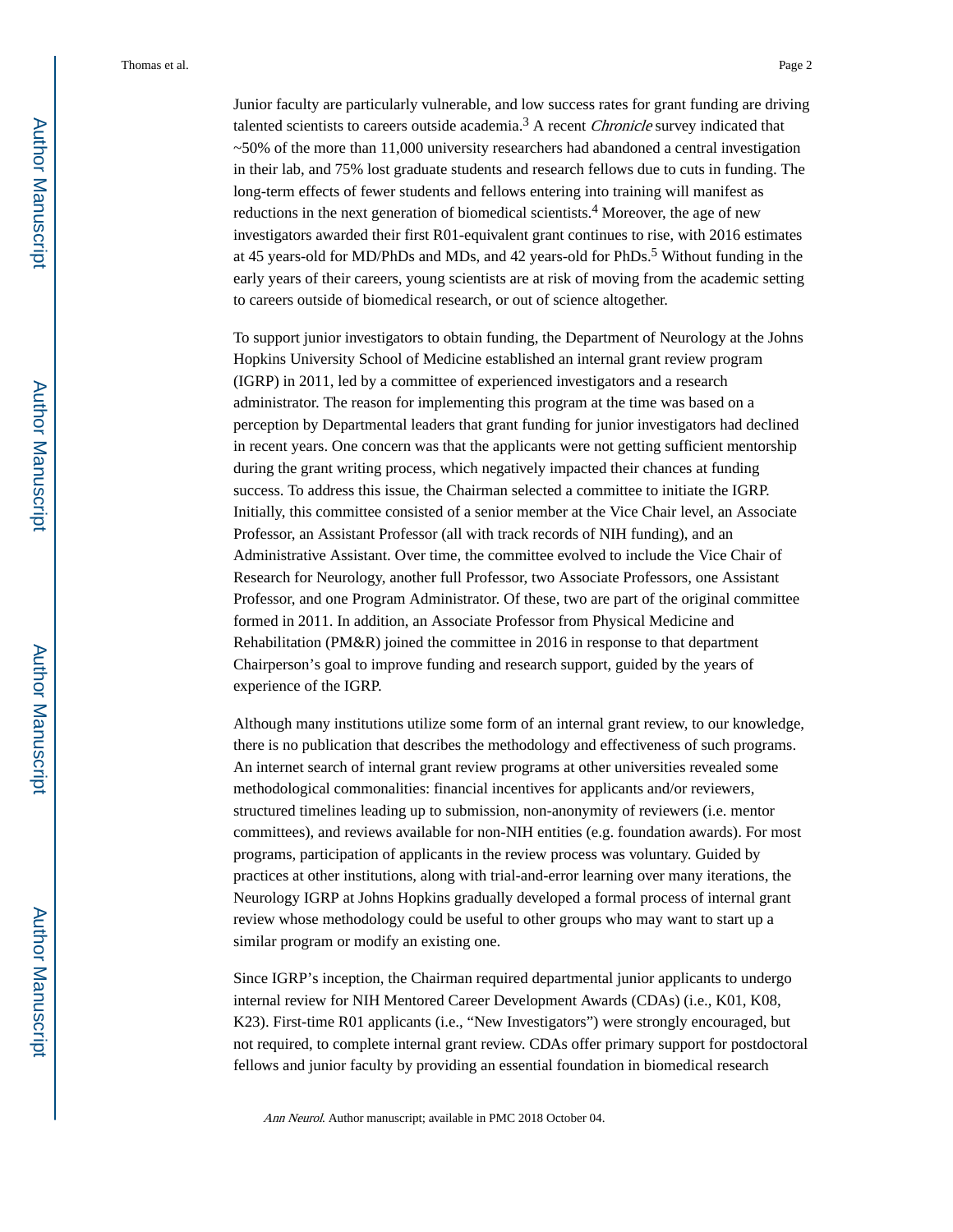Junior faculty are particularly vulnerable, and low success rates for grant funding are driving talented scientists to careers outside academia.[3] A recent *Chronicle* survey indicated that ~50% of the more than 11,000 university researchers had abandoned a central investigation in their lab, and 75% lost graduate students and research fellows due to cuts in funding. The long-term effects of fewer students and fellows entering into training will manifest as reductions in the next generation of biomedical scientists.[4] Moreover, the age of new investigators awarded their first R01-equivalent grant continues to rise, with 2016 estimates at 45 years-old for MD/PhDs and MDs, and 42 years-old for PhDs.[5] Without funding in the early years of their careers, young scientists are at risk of moving from the academic setting to careers outside of biomedical research, or out of science altogether.

To support junior investigators to obtain funding, the Department of Neurology at the Johns Hopkins University School of Medicine established an internal grant review program (IGRP) in 2011, led by a committee of experienced investigators and a research administrator. The reason for implementing this program at the time was based on a perception by Departmental leaders that grant funding for junior investigators had declined in recent years. One concern was that the applicants were not getting sufficient mentorship during the grant writing process, which negatively impacted their chances at funding success. To address this issue, the Chairman selected a committee to initiate the IGRP. Initially, this committee consisted of a senior member at the Vice Chair level, an Associate Professor, an Assistant Professor (all with track records of NIH funding), and an Administrative Assistant. Over time, the committee evolved to include the Vice Chair of Research for Neurology, another full Professor, two Associate Professors, one Assistant Professor, and one Program Administrator. Of these, two are part of the original committee formed in 2011. In addition, an Associate Professor from Physical Medicine and Rehabilitation (PM&R) joined the committee in 2016 in response to that department Chairperson's goal to improve funding and research support, guided by the years of experience of the IGRP.

Although many institutions utilize some form of an internal grant review, to our knowledge, there is no publication that describes the methodology and effectiveness of such programs. An internet search of internal grant review programs at other universities revealed some methodological commonalities: financial incentives for applicants and/or reviewers, structured timelines leading up to submission, non-anonymity of reviewers (i.e. mentor committees), and reviews available for non-NIH entities (e.g. foundation awards). For most programs, participation of applicants in the review process was voluntary. Guided by practices at other institutions, along with trial-and-error learning over many iterations, the Neurology IGRP at Johns Hopkins gradually developed a formal process of internal grant review whose methodology could be useful to other groups who may want to start up a similar program or modify an existing one.

Since IGRP's inception, the Chairman required departmental junior applicants to undergo internal review for NIH Mentored Career Development Awards (CDAs) (i.e., K01, K08, K23). First-time R01 applicants (i.e., "New Investigators") were strongly encouraged, but not required, to complete internal grant review. CDAs offer primary support for postdoctoral fellows and junior faculty by providing an essential foundation in biomedical research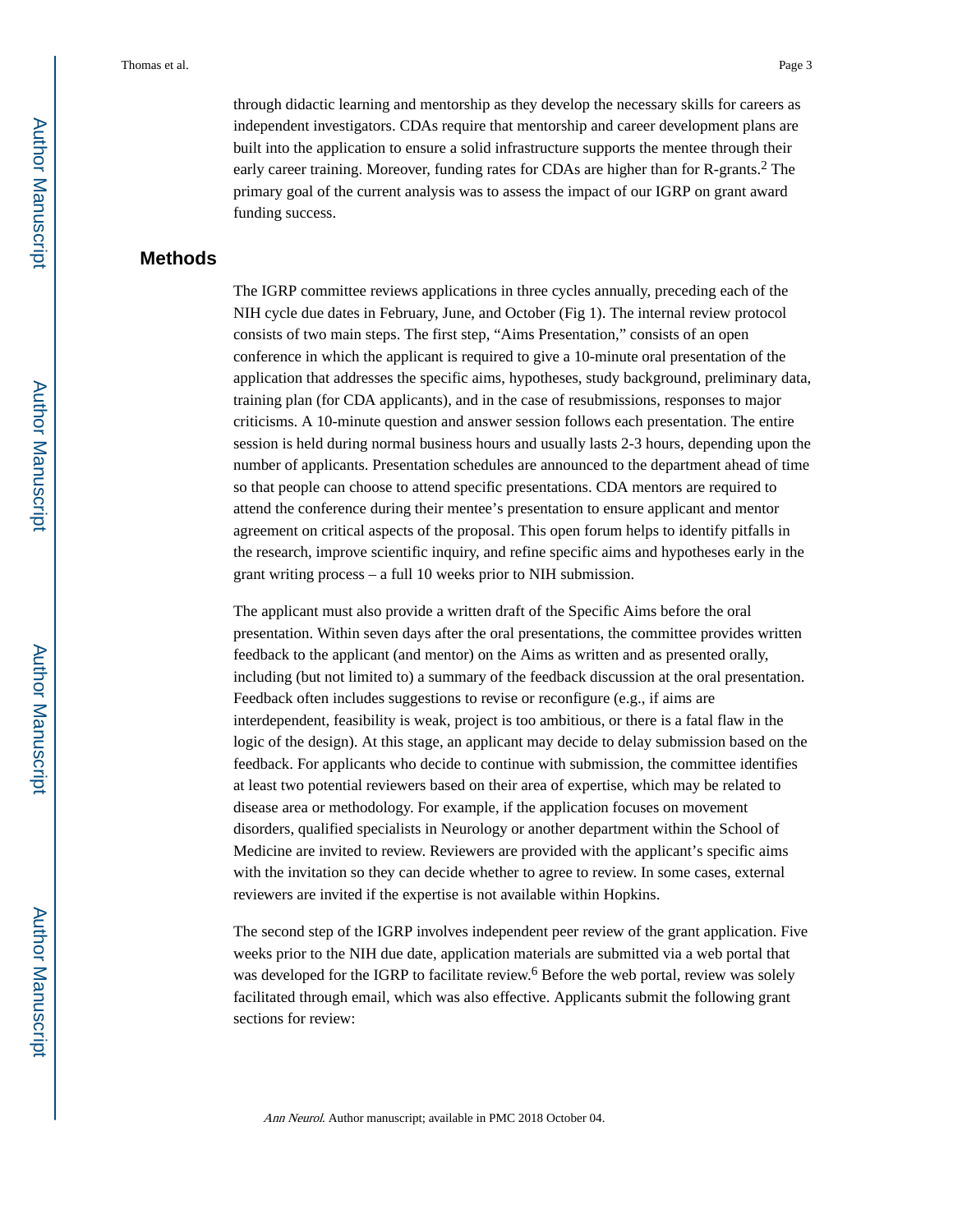through didactic learning and mentorship as they develop the necessary skills for careers as independent investigators. CDAs require that mentorship and career development plans are built into the application to ensure a solid infrastructure supports the mentee through their early career training. Moreover, funding rates for CDAs are higher than for R-grants.[2] The primary goal of the current analysis was to assess the impact of our IGRP on grant award funding success.

## Methods

The IGRP committee reviews applications in three cycles annually, preceding each of the NIH cycle due dates in February, June, and October (Fig 1). The internal review protocol consists of two main steps. The first step, “Aims Presentation,” consists of an open conference in which the applicant is required to give a 10-minute oral presentation of the application that addresses the specific aims, hypotheses, study background, preliminary data, training plan (for CDA applicants), and in the case of resubmissions, responses to major criticisms. A 10-minute question and answer session follows each presentation. The entire session is held during normal business hours and usually lasts 2-3 hours, depending upon the number of applicants. Presentation schedules are announced to the department ahead of time so that people can choose to attend specific presentations. CDA mentors are required to attend the conference during their mentee’s presentation to ensure applicant and mentor agreement on critical aspects of the proposal. This open forum helps to identify pitfalls in the research, improve scientific inquiry, and refine specific aims and hypotheses early in the grant writing process – a full 10 weeks prior to NIH submission.

The applicant must also provide a written draft of the Specific Aims before the oral presentation. Within seven days after the oral presentations, the committee provides written feedback to the applicant (and mentor) on the Aims as written and as presented orally, including (but not limited to) a summary of the feedback discussion at the oral presentation. Feedback often includes suggestions to revise or reconfigure (e.g., if aims are interdependent, feasibility is weak, project is too ambitious, or there is a fatal flaw in the logic of the design). At this stage, an applicant may decide to delay submission based on the feedback. For applicants who decide to continue with submission, the committee identifies at least two potential reviewers based on their area of expertise, which may be related to disease area or methodology. For example, if the application focuses on movement disorders, qualified specialists in Neurology or another department within the School of Medicine are invited to review. Reviewers are provided with the applicant’s specific aims with the invitation so they can decide whether to agree to review. In some cases, external reviewers are invited if the expertise is not available within Hopkins.

The second step of the IGRP involves independent peer review of the grant application. Five weeks prior to the NIH due date, application materials are submitted via a web portal that was developed for the IGRP to facilitate review.[6] Before the web portal, review was solely facilitated through email, which was also effective. Applicants submit the following grant sections for review: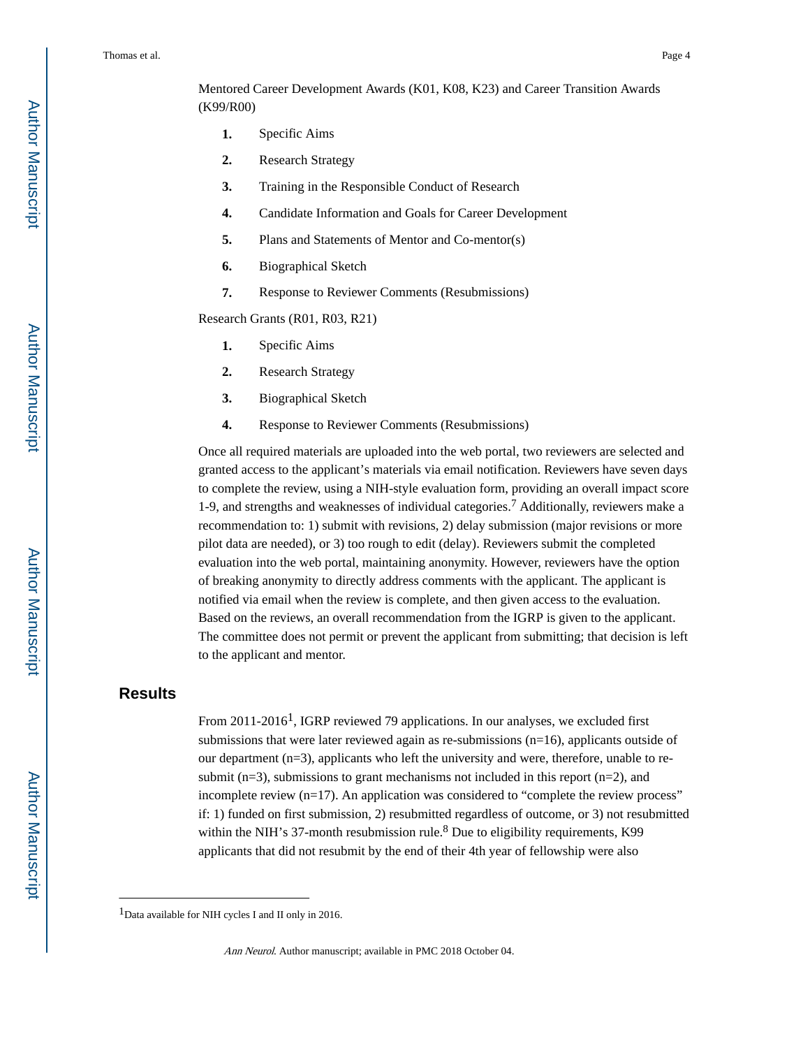Mentored Career Development Awards (K01, K08, K23) and Career Transition Awards (K99/R00)

1. Specific Aims
2. Research Strategy
3. Training in the Responsible Conduct of Research
4. Candidate Information and Goals for Career Development
5. Plans and Statements of Mentor and Co-mentor(s)
6. Biographical Sketch
7. Response to Reviewer Comments (Resubmissions)

Research Grants (R01, R03, R21)

1. Specific Aims
2. Research Strategy
3. Biographical Sketch
4. Response to Reviewer Comments (Resubmissions)

Once all required materials are uploaded into the web portal, two reviewers are selected and granted access to the applicant's materials via email notification. Reviewers have seven days to complete the review, using a NIH-style evaluation form, providing an overall impact score 1-9, and strengths and weaknesses of individual categories.[7] Additionally, reviewers make a recommendation to: 1) submit with revisions, 2) delay submission (major revisions or more pilot data are needed), or 3) too rough to edit (delay). Reviewers submit the completed evaluation into the web portal, maintaining anonymity. However, reviewers have the option of breaking anonymity to directly address comments with the applicant. The applicant is notified via email when the review is complete, and then given access to the evaluation. Based on the reviews, an overall recommendation from the IGRP is given to the applicant. The committee does not permit or prevent the applicant from submitting; that decision is left to the applicant and mentor.

## Results

From 2011-2016[1], IGRP reviewed 79 applications. In our analyses, we excluded first submissions that were later reviewed again as re-submissions (n=16), applicants outside of our department (n=3), applicants who left the university and were, therefore, unable to re-submit (n=3), submissions to grant mechanisms not included in this report (n=2), and incomplete review (n=17). An application was considered to "complete the review process" if: 1) funded on first submission, 2) resubmitted regardless of outcome, or 3) not resubmitted within the NIH's 37-month resubmission rule.[8] Due to eligibility requirements, K99 applicants that did not resubmit by the end of their 4th year of fellowship were also

[1]Data available for NIH cycles I and II only in 2016.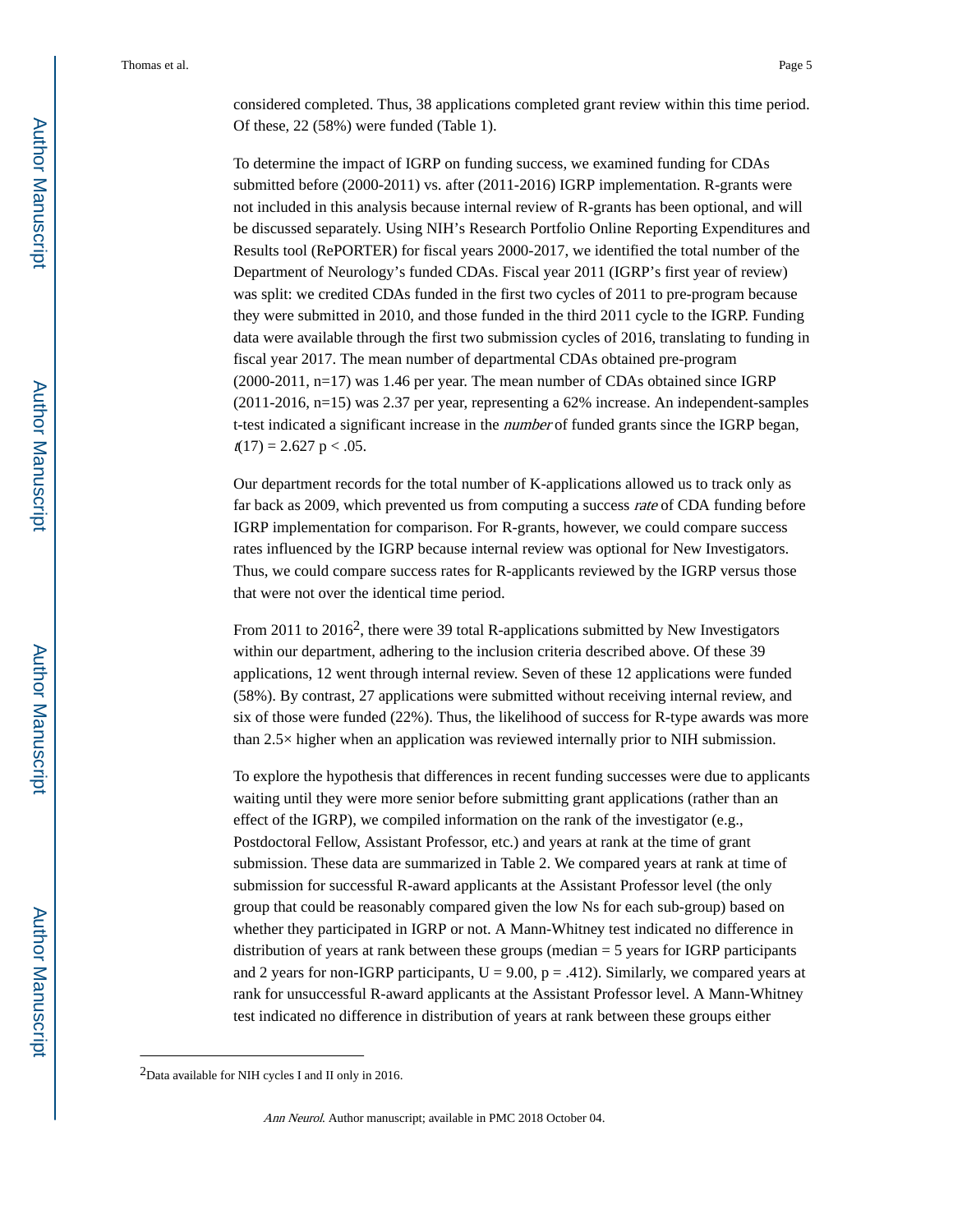considered completed. Thus, 38 applications completed grant review within this time period. Of these, 22 (58%) were funded (Table 1).

To determine the impact of IGRP on funding success, we examined funding for CDAs submitted before (2000-2011) vs. after (2011-2016) IGRP implementation. R-grants were not included in this analysis because internal review of R-grants has been optional, and will be discussed separately. Using NIH's Research Portfolio Online Reporting Expenditures and Results tool (RePORTER) for fiscal years 2000-2017, we identified the total number of the Department of Neurology's funded CDAs. Fiscal year 2011 (IGRP's first year of review) was split: we credited CDAs funded in the first two cycles of 2011 to pre-program because they were submitted in 2010, and those funded in the third 2011 cycle to the IGRP. Funding data were available through the first two submission cycles of 2016, translating to funding in fiscal year 2017. The mean number of departmental CDAs obtained pre-program (2000-2011, n=17) was 1.46 per year. The mean number of CDAs obtained since IGRP (2011-2016, n=15) was 2.37 per year, representing a 62% increase. An independent-samples t-test indicated a significant increase in the *number* of funded grants since the IGRP began, $t(17) = 2.627$ $p < .05$.

Our department records for the total number of K-applications allowed us to track only as far back as 2009, which prevented us from computing a success *rate* of CDA funding before IGRP implementation for comparison. For R-grants, however, we could compare success rates influenced by the IGRP because internal review was optional for New Investigators. Thus, we could compare success rates for R-applicants reviewed by the IGRP versus those that were not over the identical time period.

From 2011 to 2016[2], there were 39 total R-applications submitted by New Investigators within our department, adhering to the inclusion criteria described above. Of these 39 applications, 12 went through internal review. Seven of these 12 applications were funded (58%). By contrast, 27 applications were submitted without receiving internal review, and six of those were funded (22%). Thus, the likelihood of success for R-type awards was more than 2.5× higher when an application was reviewed internally prior to NIH submission.

To explore the hypothesis that differences in recent funding successes were due to applicants waiting until they were more senior before submitting grant applications (rather than an effect of the IGRP), we compiled information on the rank of the investigator (e.g., Postdoctoral Fellow, Assistant Professor, etc.) and years at rank at the time of grant submission. These data are summarized in Table 2. We compared years at rank at time of submission for successful R-award applicants at the Assistant Professor level (the only group that could be reasonably compared given the low Ns for each sub-group) based on whether they participated in IGRP or not. A Mann-Whitney test indicated no difference in distribution of years at rank between these groups (median = 5 years for IGRP participants and 2 years for non-IGRP participants, $U = 9.00$, $p = .412$). Similarly, we compared years at rank for unsuccessful R-award applicants at the Assistant Professor level. A Mann-Whitney test indicated no difference in distribution of years at rank between these groups either

[2]Data available for NIH cycles I and II only in 2016.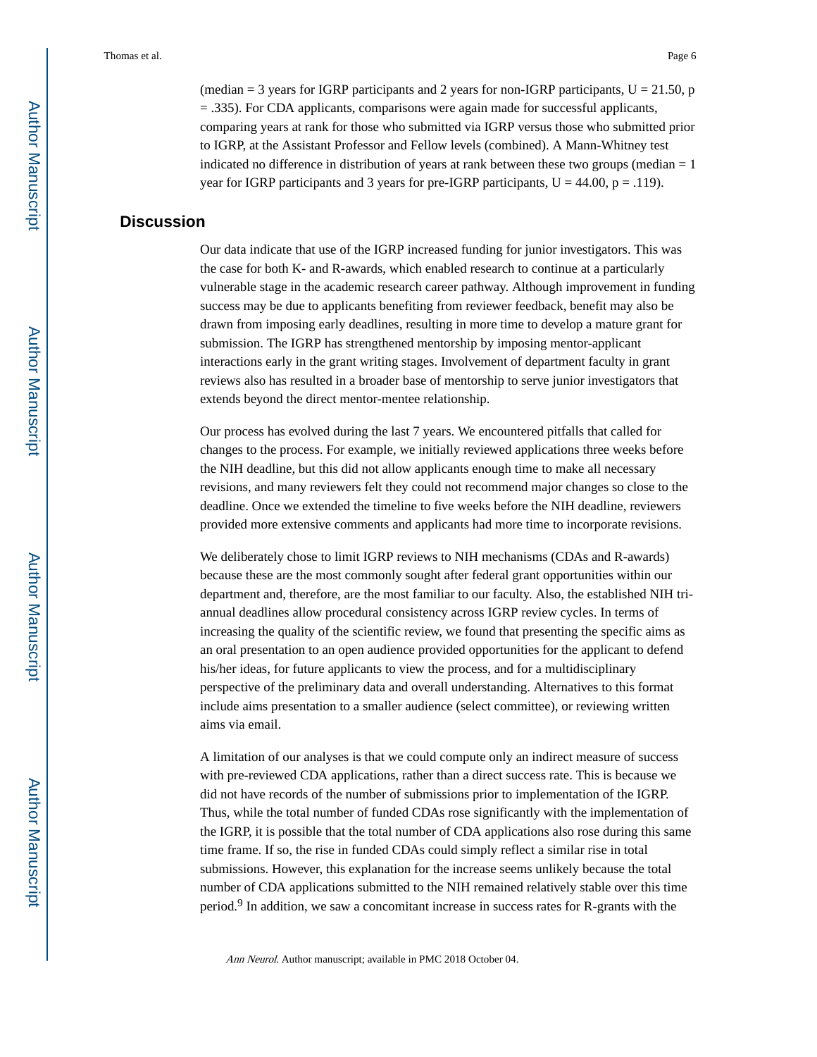(median = 3 years for IGRP participants and 2 years for non-IGRP participants, $U = 21.50$, $p = .335$). For CDA applicants, comparisons were again made for successful applicants, comparing years at rank for those who submitted via IGRP versus those who submitted prior to IGRP, at the Assistant Professor and Fellow levels (combined). A Mann-Whitney test indicated no difference in distribution of years at rank between these two groups (median = 1 year for IGRP participants and 3 years for pre-IGRP participants, $U = 44.00$, $p = .119$).

## Discussion

Our data indicate that use of the IGRP increased funding for junior investigators. This was the case for both K- and R-awards, which enabled research to continue at a particularly vulnerable stage in the academic research career pathway. Although improvement in funding success may be due to applicants benefiting from reviewer feedback, benefit may also be drawn from imposing early deadlines, resulting in more time to develop a mature grant for submission. The IGRP has strengthened mentorship by imposing mentor-applicant interactions early in the grant writing stages. Involvement of department faculty in grant reviews also has resulted in a broader base of mentorship to serve junior investigators that extends beyond the direct mentor-mentee relationship.

Our process has evolved during the last 7 years. We encountered pitfalls that called for changes to the process. For example, we initially reviewed applications three weeks before the NIH deadline, but this did not allow applicants enough time to make all necessary revisions, and many reviewers felt they could not recommend major changes so close to the deadline. Once we extended the timeline to five weeks before the NIH deadline, reviewers provided more extensive comments and applicants had more time to incorporate revisions.

We deliberately chose to limit IGRP reviews to NIH mechanisms (CDAs and R-awards) because these are the most commonly sought after federal grant opportunities within our department and, therefore, are the most familiar to our faculty. Also, the established NIH tri-annual deadlines allow procedural consistency across IGRP review cycles. In terms of increasing the quality of the scientific review, we found that presenting the specific aims as an oral presentation to an open audience provided opportunities for the applicant to defend his/her ideas, for future applicants to view the process, and for a multidisciplinary perspective of the preliminary data and overall understanding. Alternatives to this format include aims presentation to a smaller audience (select committee), or reviewing written aims via email.

A limitation of our analyses is that we could compute only an indirect measure of success with pre-reviewed CDA applications, rather than a direct success rate. This is because we did not have records of the number of submissions prior to implementation of the IGRP. Thus, while the total number of funded CDAs rose significantly with the implementation of the IGRP, it is possible that the total number of CDA applications also rose during this same time frame. If so, the rise in funded CDAs could simply reflect a similar rise in total submissions. However, this explanation for the increase seems unlikely because the total number of CDA applications submitted to the NIH remained relatively stable over this time period.[9] In addition, we saw a concomitant increase in success rates for R-grants with the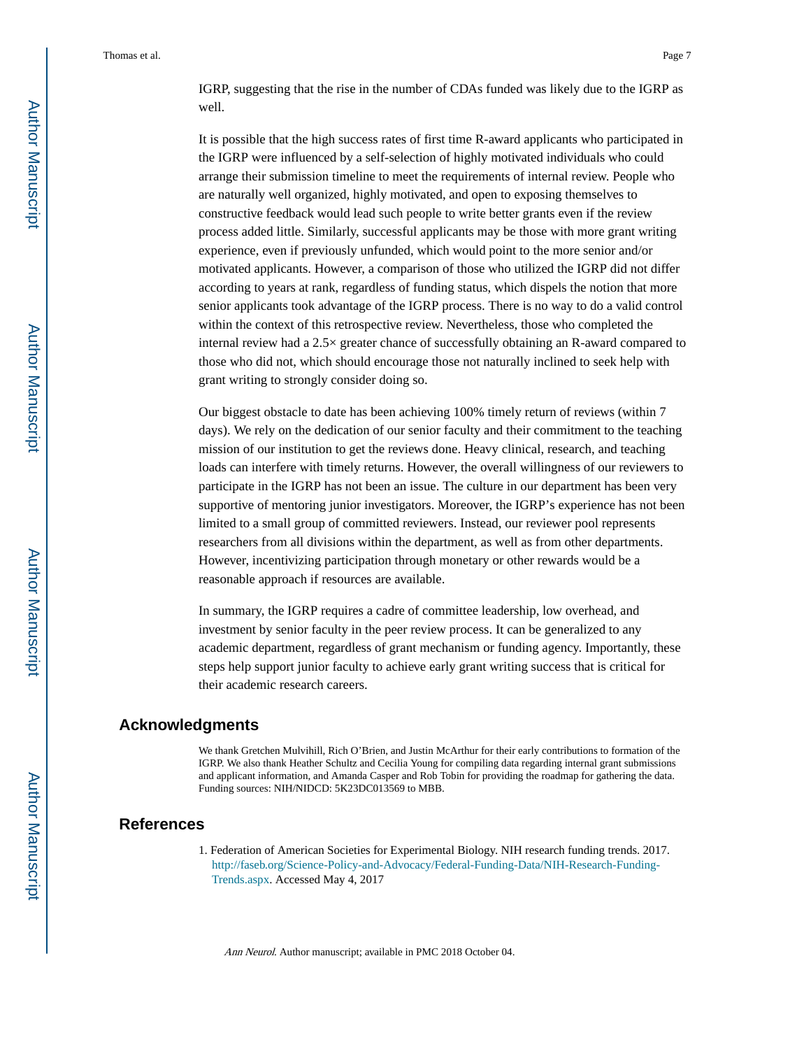IGRP, suggesting that the rise in the number of CDAs funded was likely due to the IGRP as well.

It is possible that the high success rates of first time R-award applicants who participated in the IGRP were influenced by a self-selection of highly motivated individuals who could arrange their submission timeline to meet the requirements of internal review. People who are naturally well organized, highly motivated, and open to exposing themselves to constructive feedback would lead such people to write better grants even if the review process added little. Similarly, successful applicants may be those with more grant writing experience, even if previously unfunded, which would point to the more senior and/or motivated applicants. However, a comparison of those who utilized the IGRP did not differ according to years at rank, regardless of funding status, which dispels the notion that more senior applicants took advantage of the IGRP process. There is no way to do a valid control within the context of this retrospective review. Nevertheless, those who completed the internal review had a 2.5× greater chance of successfully obtaining an R-award compared to those who did not, which should encourage those not naturally inclined to seek help with grant writing to strongly consider doing so.

Our biggest obstacle to date has been achieving 100% timely return of reviews (within 7 days). We rely on the dedication of our senior faculty and their commitment to the teaching mission of our institution to get the reviews done. Heavy clinical, research, and teaching loads can interfere with timely returns. However, the overall willingness of our reviewers to participate in the IGRP has not been an issue. The culture in our department has been very supportive of mentoring junior investigators. Moreover, the IGRP's experience has not been limited to a small group of committed reviewers. Instead, our reviewer pool represents researchers from all divisions within the department, as well as from other departments. However, incentivizing participation through monetary or other rewards would be a reasonable approach if resources are available.

In summary, the IGRP requires a cadre of committee leadership, low overhead, and investment by senior faculty in the peer review process. It can be generalized to any academic department, regardless of grant mechanism or funding agency. Importantly, these steps help support junior faculty to achieve early grant writing success that is critical for their academic research careers.

## Acknowledgments

We thank Gretchen Mulvihill, Rich O'Brien, and Justin McArthur for their early contributions to formation of the IGRP. We also thank Heather Schultz and Cecilia Young for compiling data regarding internal grant submissions and applicant information, and Amanda Casper and Rob Tobin for providing the roadmap for gathering the data. Funding sources: NIH/NIDCD: 5K23DC013569 to MBB.

## References

1. Federation of American Societies for Experimental Biology. NIH research funding trends. 2017. http://faseb.org/Science-Policy-and-Advocacy/Federal-Funding-Data/NIH-Research-Funding-Trends.aspx. Accessed May 4, 2017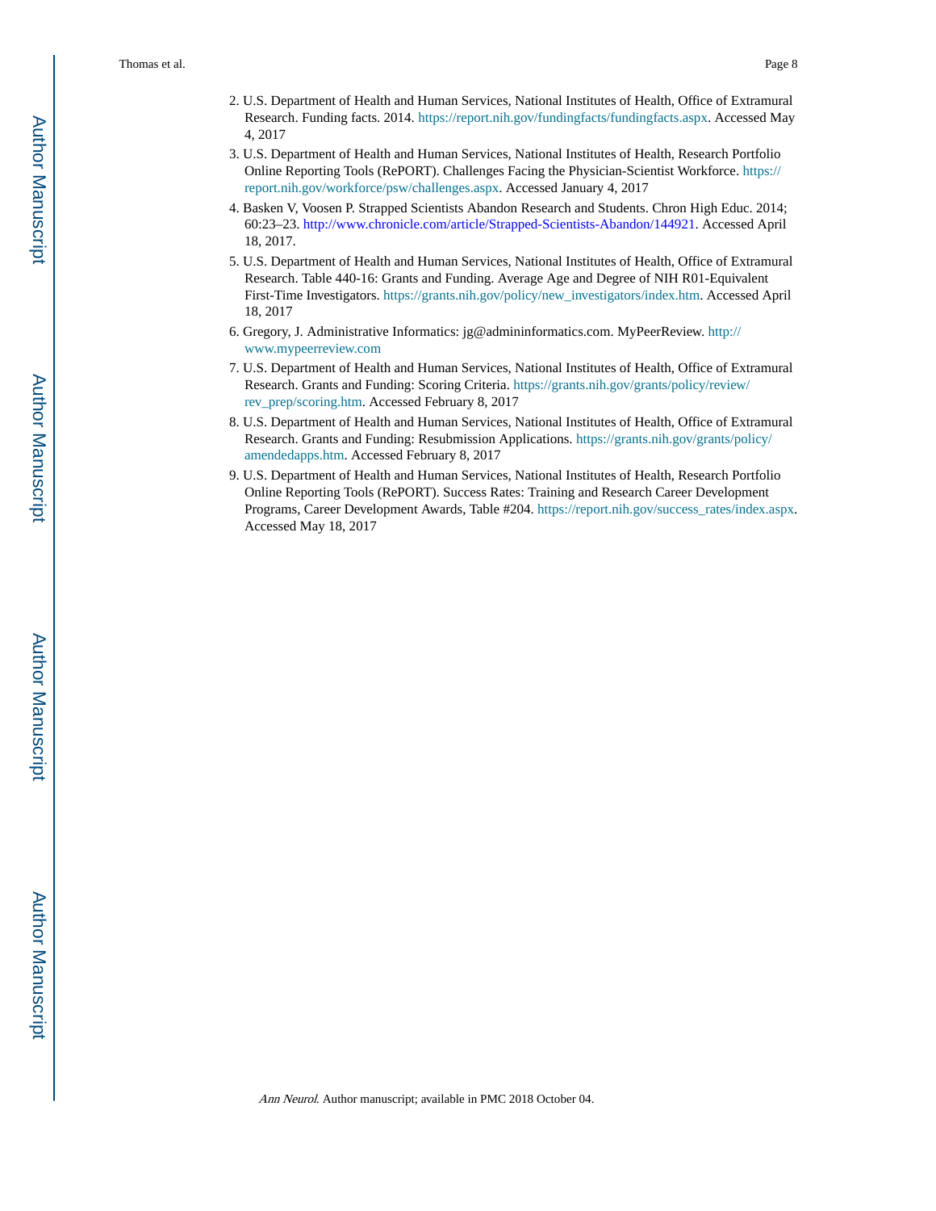2. U.S. Department of Health and Human Services, National Institutes of Health, Office of Extramural Research. Funding facts. 2014. https://report.nih.gov/fundingfacts/fundingfacts.aspx. Accessed May 4, 2017
3. U.S. Department of Health and Human Services, National Institutes of Health, Research Portfolio Online Reporting Tools (RePORT). Challenges Facing the Physician-Scientist Workforce. https://report.nih.gov/workforce/psw/challenges.aspx. Accessed January 4, 2017
4. Basken V, Voosen P. Strapped Scientists Abandon Research and Students. Chron High Educ. 2014; 60:23–23. http://www.chronicle.com/article/Strapped-Scientists-Abandon/144921. Accessed April 18, 2017.
5. U.S. Department of Health and Human Services, National Institutes of Health, Office of Extramural Research. Table 440-16: Grants and Funding. Average Age and Degree of NIH R01-Equivalent First-Time Investigators. https://grants.nih.gov/policy/new_investigators/index.htm. Accessed April 18, 2017
6. Gregory, J. Administrative Informatics: jg@admininformatics.com. MyPeerReview. http://www.mypeerreview.com
7. U.S. Department of Health and Human Services, National Institutes of Health, Office of Extramural Research. Grants and Funding: Scoring Criteria. https://grants.nih.gov/grants/policy/review/rev_prep/scoring.htm. Accessed February 8, 2017
8. U.S. Department of Health and Human Services, National Institutes of Health, Office of Extramural Research. Grants and Funding: Resubmission Applications. https://grants.nih.gov/grants/policy/amendedapps.htm. Accessed February 8, 2017
9. U.S. Department of Health and Human Services, National Institutes of Health, Research Portfolio Online Reporting Tools (RePORT). Success Rates: Training and Research Career Development Programs, Career Development Awards, Table #204. https://report.nih.gov/success_rates/index.aspx. Accessed May 18, 2017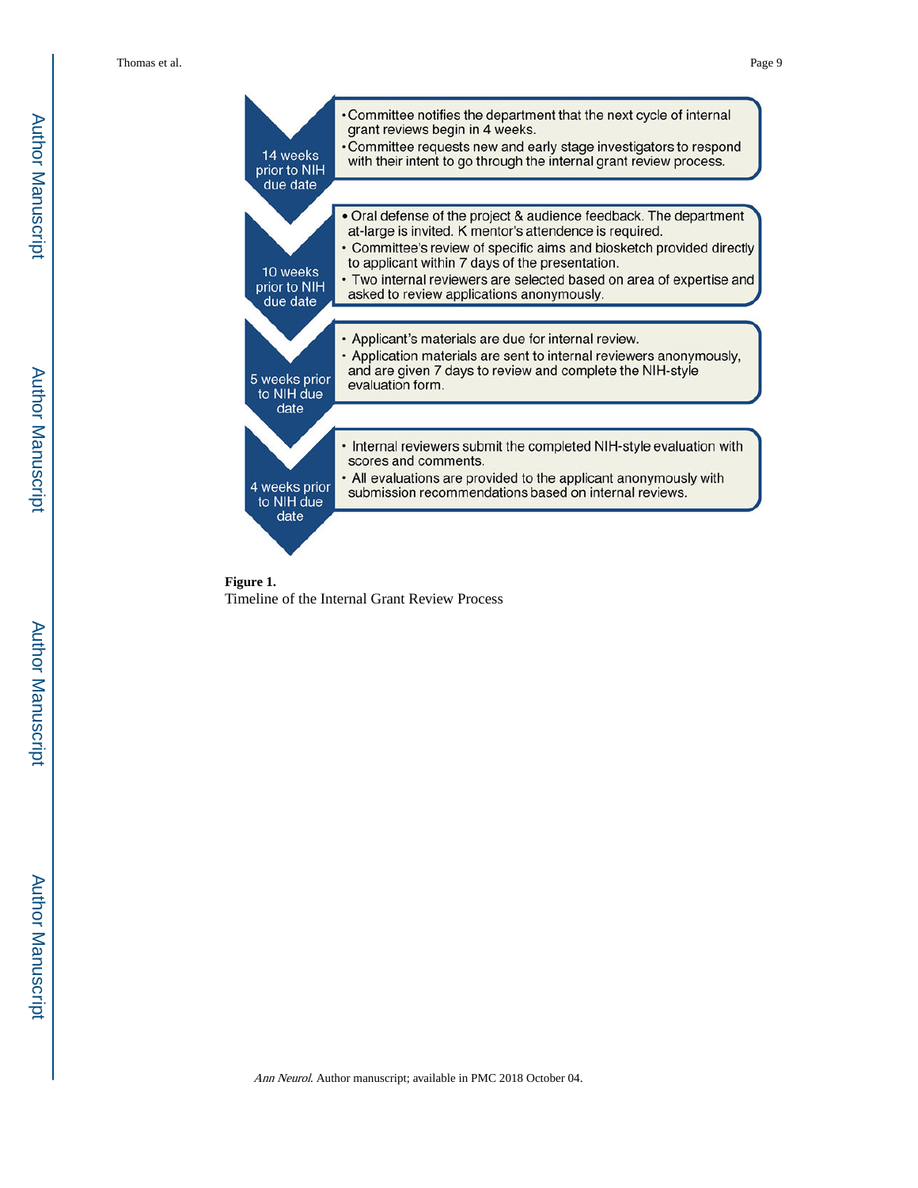**14 weeks prior to NIH due date**

- Committee notifies the department that the next cycle of internal grant reviews begin in 4 weeks.
- Committee requests new and early stage investigators to respond with their intent to go through the internal grant review process.

**10 weeks prior to NIH due date**

- Oral defense of the project & audience feedback. The department at-large is invited. K mentor's attendence is required.
- Committee's review of specific aims and biosketch provided directly to applicant within 7 days of the presentation.
- Two internal reviewers are selected based on area of expertise and asked to review applications anonymously.

**5 weeks prior to NIH due date**

- Applicant's materials are due for internal review.
- Application materials are sent to internal reviewers anonymously, and are given 7 days to review and complete the NIH-style evaluation form.

**4 weeks prior to NIH due date**

- Internal reviewers submit the completed NIH-style evaluation with scores and comments.
- All evaluations are provided to the applicant anonymously with submission recommendations based on internal reviews.

**Figure 1.**

Timeline of the Internal Grant Review Process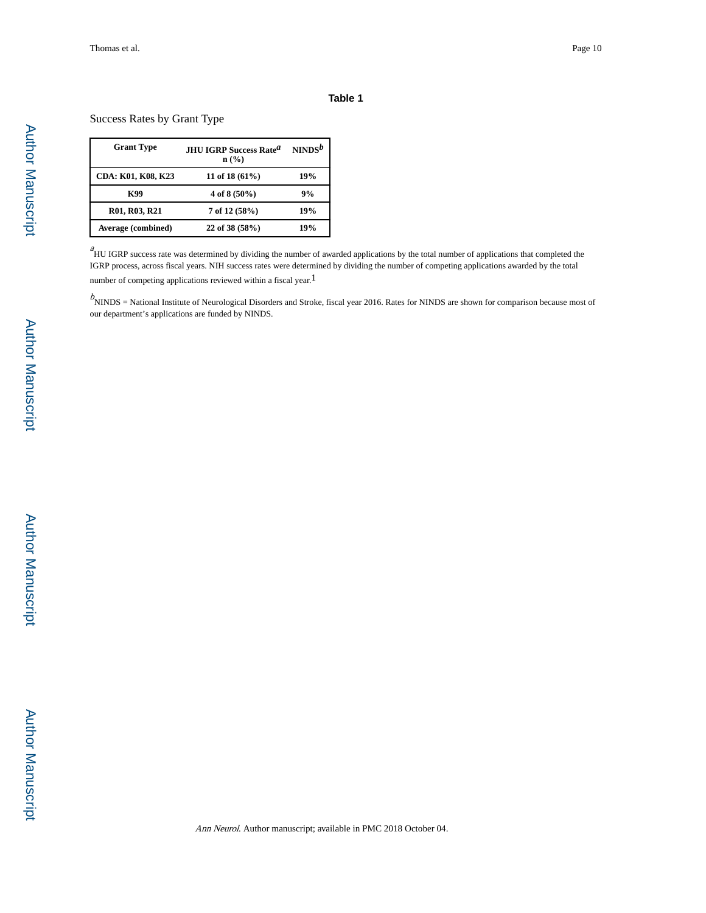## Table 1

Success Rates by Grant Type

| Grant Type | JHU IGRP Success Rate[a] n (%) | NINDS[b] |
|---|---|---|
| CDA: K01, K08, K23 | 11 of 18 (61%) | 19% |
| K99 | 4 of 8 (50%) | 9% |
| R01, R03, R21 | 7 of 12 (58%) | 19% |
| Average (combined) | 22 of 38 (58%) | 19% |

[a]HU IGRP success rate was determined by dividing the number of awarded applications by the total number of applications that completed the IGRP process, across fiscal years. NIH success rates were determined by dividing the number of competing applications awarded by the total number of competing applications reviewed within a fiscal year.[1]

[b]NINDS = National Institute of Neurological Disorders and Stroke, fiscal year 2016. Rates for NINDS are shown for comparison because most of our department's applications are funded by NINDS.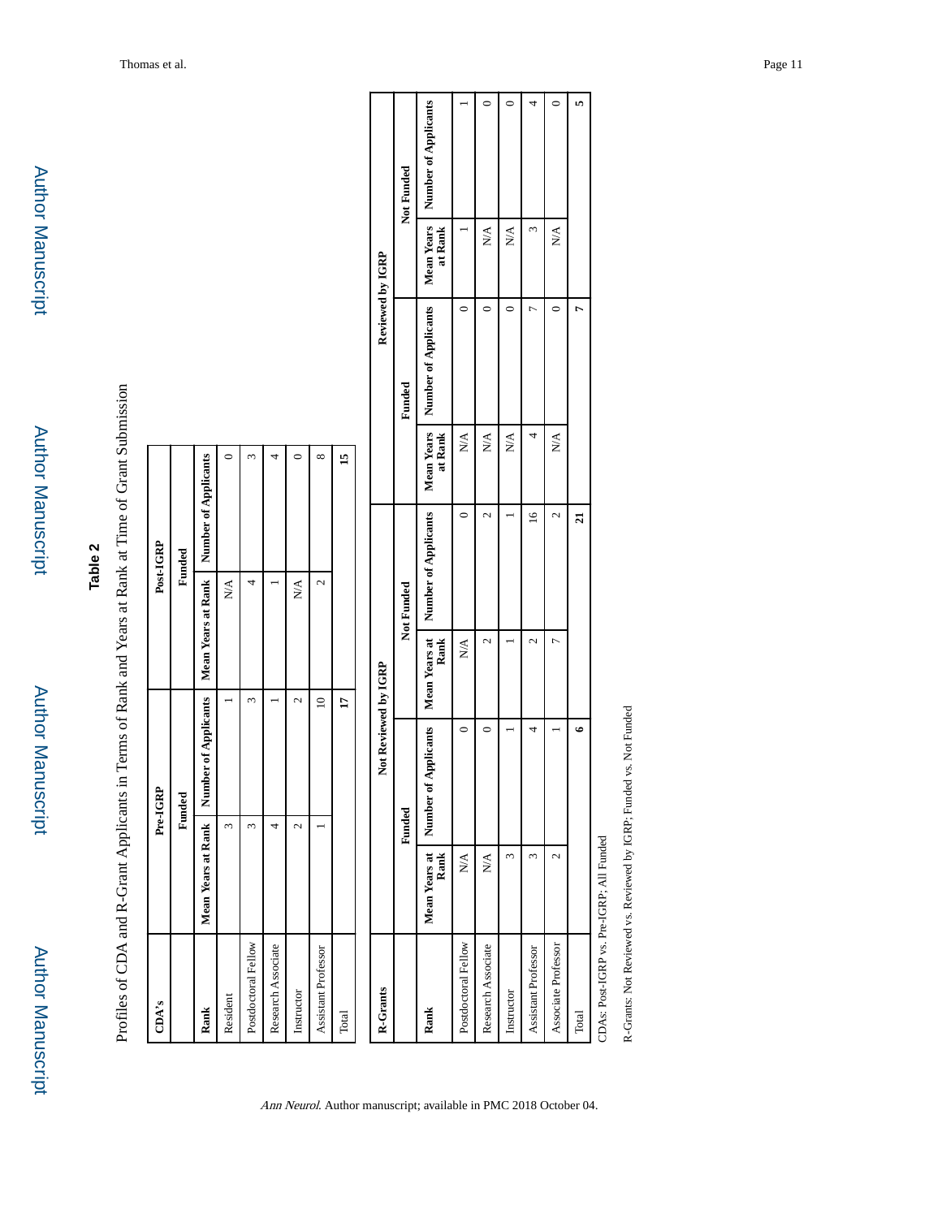## Table 2

Profiles of CDA and R-Grant Applicants in Terms of Rank and Years at Rank at Time of Grant Submission

| CDA's | Pre-IGRP | | Post-IGRP | |
|---|---|---|---|---|
| | Funded | | Funded | |
| Rank | Mean Years at Rank | Number of Applicants | Mean Years at Rank | Number of Applicants |
| Resident | 3 | 1 | N/A | 0 |
| Postdoctoral Fellow | 3 | 3 | 4 | 3 |
| Research Associate | 4 | 1 | 1 | 4 |
| Instructor | 2 | 2 | N/A | 0 |
| Assistant Professor | 1 | 10 | 2 | 8 |
| Total | | **17** | | **15** |

| R-Grants | Not Reviewed by IGRP | | | | Reviewed by IGRP | | | |
|---|---|---|---|---|---|---|---|---|
| | Funded | | Not Funded | | Funded | | Not Funded | |
| Rank | Mean Years at Rank | Number of Applicants | Mean Years at Rank | Number of Applicants | Mean Years at Rank | Number of Applicants | Mean Years at Rank | Number of Applicants |
| Postdoctoral Fellow | N/A | 0 | N/A | 0 | N/A | 0 | 1 | 1 |
| Research Associate | N/A | 0 | 2 | 2 | N/A | 0 | N/A | 0 |
| Instructor | 3 | 1 | 1 | 1 | N/A | 0 | N/A | 0 |
| Assistant Professor | 3 | 4 | 2 | 16 | 4 | 7 | 3 | 4 |
| Associate Professor | 2 | 1 | 7 | 2 | N/A | 0 | N/A | 0 |
| Total | | **6** | | **21** | | **7** | | **5** |

CDAs: Post-IGRP vs. Pre-IGRP; All Funded

R-Grants: Not Reviewed vs. Reviewed by IGRP; Funded vs. Not Funded